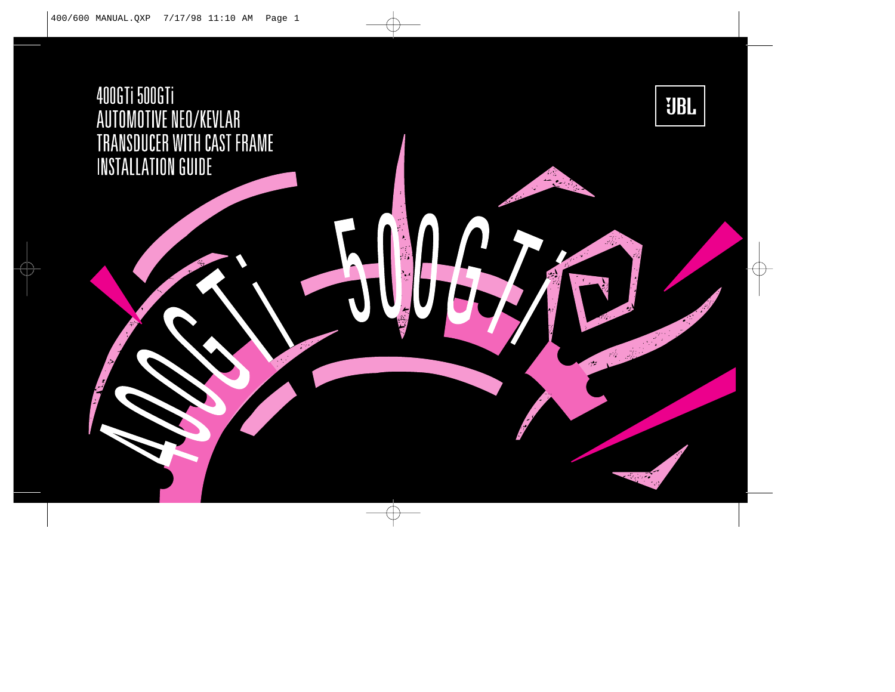# 400GTi 500GTi AUTOMOTIVE NEO/KEVLAR TRANSDUCER WITH CAST FRAME INSTALLATION GUIDE

JBL

400GTi 500GTi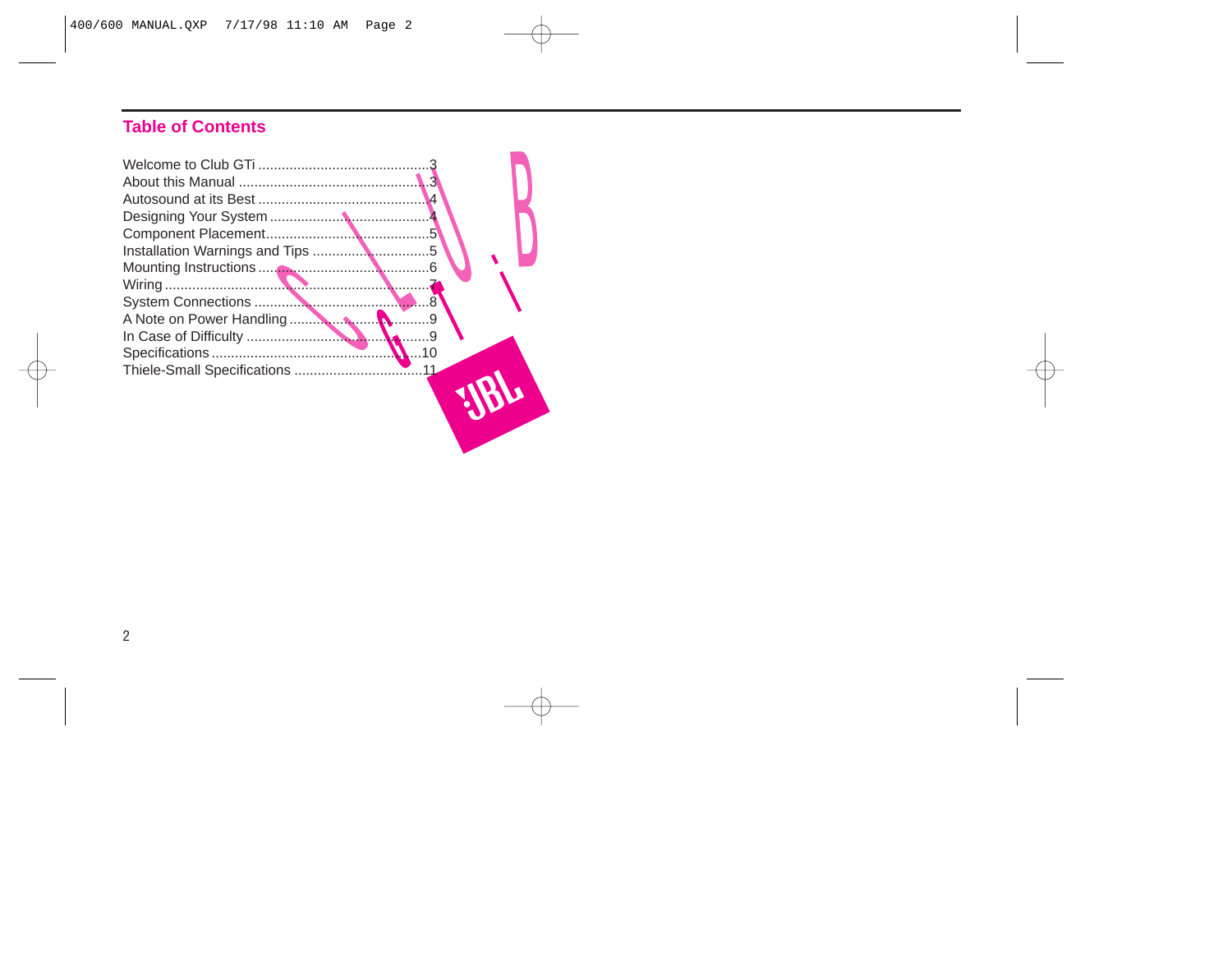## Table of Contents

| | |
|---|---|
| Welcome to Club GTi | 3 |
| About this Manual | 3 |
| Autosound at its Best | 4 |
| Designing Your System | 4 |
| Component Placement | 5 |
| Installation Warnings and Tips | 5 |
| Mounting Instructions | 6 |
| Wiring | 7 |
| System Connections | 8 |
| A Note on Power Handling | 9 |
| In Case of Difficulty | 9 |
| Specifications | 10 |
| Thiele-Small Specifications | 11 |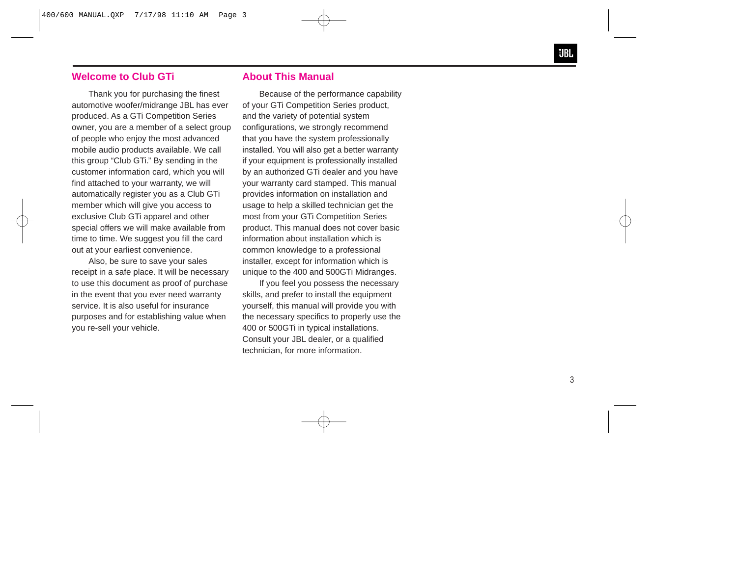## Welcome to Club GTi

Thank you for purchasing the finest automotive woofer/midrange JBL has ever produced. As a GTi Competition Series owner, you are a member of a select group of people who enjoy the most advanced mobile audio products available. We call this group “Club GTi.” By sending in the customer information card, which you will find attached to your warranty, we will automatically register you as a Club GTi member which will give you access to exclusive Club GTi apparel and other special offers we will make available from time to time. We suggest you fill the card out at your earliest convenience.

Also, be sure to save your sales receipt in a safe place. It will be necessary to use this document as proof of purchase in the event that you ever need warranty service. It is also useful for insurance purposes and for establishing value when you re-sell your vehicle.

## About This Manual

Because of the performance capability of your GTi Competition Series product, and the variety of potential system configurations, we strongly recommend that you have the system professionally installed. You will also get a better warranty if your equipment is professionally installed by an authorized GTi dealer and you have your warranty card stamped. This manual provides information on installation and usage to help a skilled technician get the most from your GTi Competition Series product. This manual does not cover basic information about installation which is common knowledge to a professional installer, except for information which is unique to the 400 and 500GTi Midranges.

If you feel you possess the necessary skills, and prefer to install the equipment yourself, this manual will provide you with the necessary specifics to properly use the 400 or 500GTi in typical installations. Consult your JBL dealer, or a qualified technician, for more information.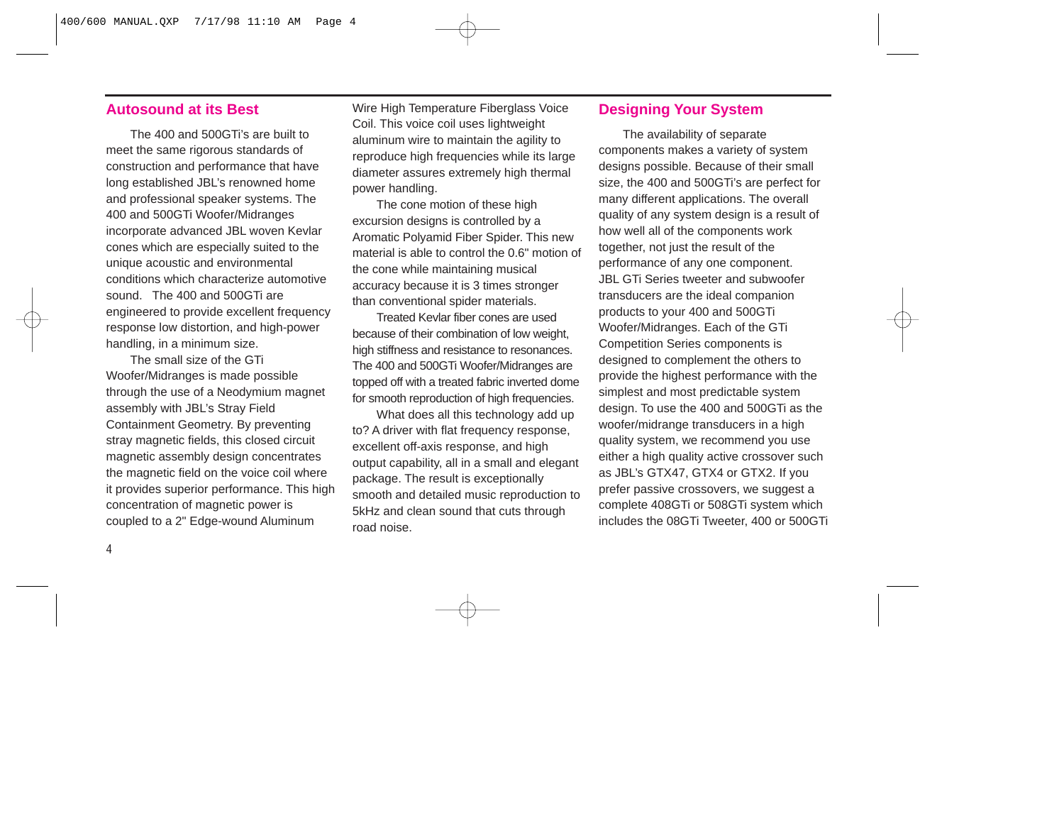## Autosound at its Best

The 400 and 500GTi's are built to meet the same rigorous standards of construction and performance that have long established JBL's renowned home and professional speaker systems. The 400 and 500GTi Woofer/Midranges incorporate advanced JBL woven Kevlar cones which are especially suited to the unique acoustic and environmental conditions which characterize automotive sound. The 400 and 500GTi are engineered to provide excellent frequency response low distortion, and high-power handling, in a minimum size.

The small size of the GTi Woofer/Midranges is made possible through the use of a Neodymium magnet assembly with JBL's Stray Field Containment Geometry. By preventing stray magnetic fields, this closed circuit magnetic assembly design concentrates the magnetic field on the voice coil where it provides superior performance. This high concentration of magnetic power is coupled to a 2" Edge-wound Aluminum Wire High Temperature Fiberglass Voice Coil. This voice coil uses lightweight aluminum wire to maintain the agility to reproduce high frequencies while its large diameter assures extremely high thermal power handling.

The cone motion of these high excursion designs is controlled by a Aromatic Polyamid Fiber Spider. This new material is able to control the 0.6" motion of the cone while maintaining musical accuracy because it is 3 times stronger than conventional spider materials.

Treated Kevlar fiber cones are used because of their combination of low weight, high stiffness and resistance to resonances. The 400 and 500GTi Woofer/Midranges are topped off with a treated fabric inverted dome for smooth reproduction of high frequencies.

What does all this technology add up to? A driver with flat frequency response, excellent off-axis response, and high output capability, all in a small and elegant package. The result is exceptionally smooth and detailed music reproduction to 5kHz and clean sound that cuts through road noise.

## Designing Your System

The availability of separate components makes a variety of system designs possible. Because of their small size, the 400 and 500GTi's are perfect for many different applications. The overall quality of any system design is a result of how well all of the components work together, not just the result of the performance of any one component. JBL GTi Series tweeter and subwoofer transducers are the ideal companion products to your 400 and 500GTi Woofer/Midranges. Each of the GTi Competition Series components is designed to complement the others to provide the highest performance with the simplest and most predictable system design. To use the 400 and 500GTi as the woofer/midrange transducers in a high quality system, we recommend you use either a high quality active crossover such as JBL's GTX47, GTX4 or GTX2. If you prefer passive crossovers, we suggest a complete 408GTi or 508GTi system which includes the 08GTi Tweeter, 400 or 500GTi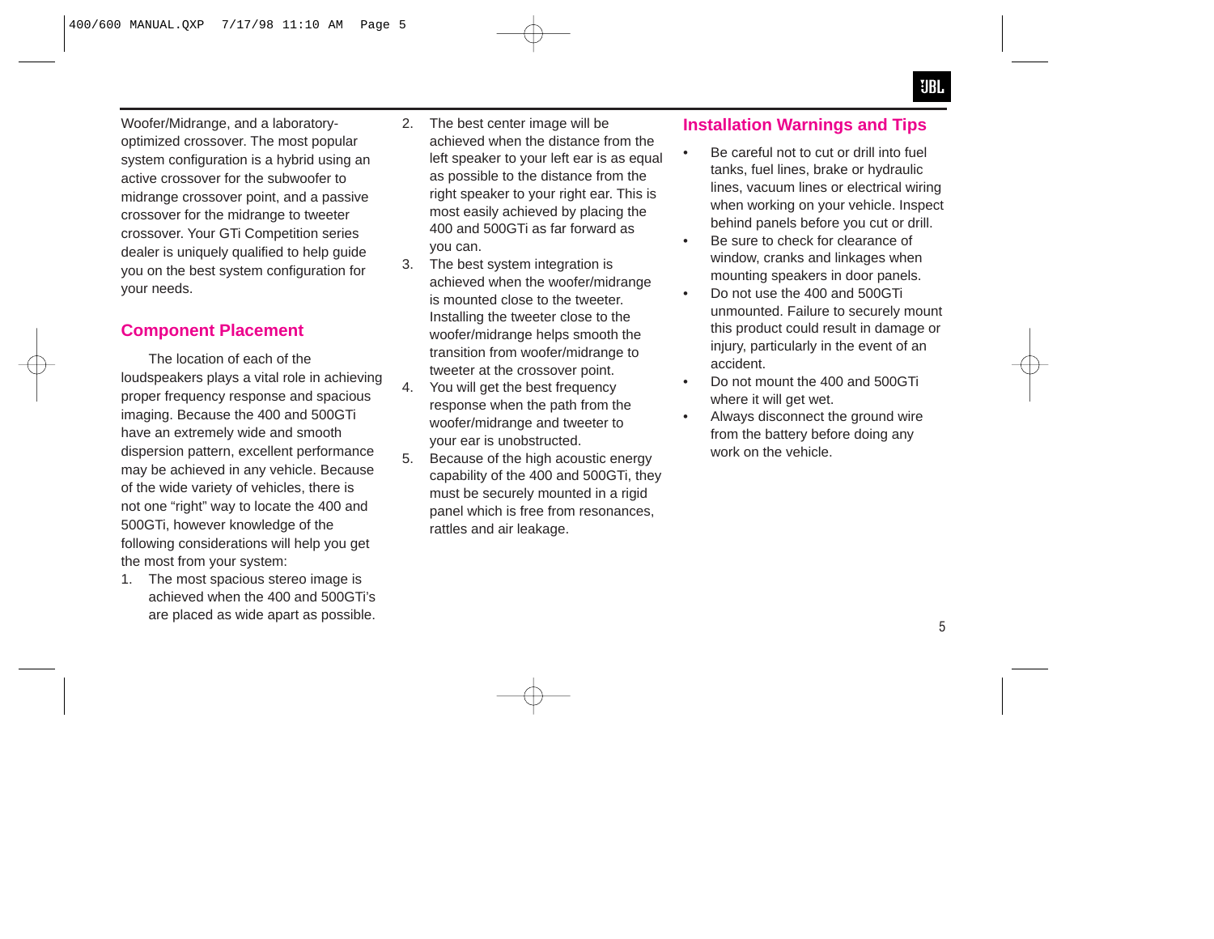Woofer/Midrange, and a laboratory-optimized crossover. The most popular system configuration is a hybrid using an active crossover for the subwoofer to midrange crossover point, and a passive crossover for the midrange to tweeter crossover. Your GTi Competition series dealer is uniquely qualified to help guide you on the best system configuration for your needs.

## Component Placement

The location of each of the loudspeakers plays a vital role in achieving proper frequency response and spacious imaging. Because the 400 and 500GTi have an extremely wide and smooth dispersion pattern, excellent performance may be achieved in any vehicle. Because of the wide variety of vehicles, there is not one “right” way to locate the 400 and 500GTi, however knowledge of the following considerations will help you get the most from your system:

1. The most spacious stereo image is achieved when the 400 and 500GTi’s are placed as wide apart as possible.
2. The best center image will be achieved when the distance from the left speaker to your left ear is as equal as possible to the distance from the right speaker to your right ear. This is most easily achieved by placing the 400 and 500GTi as far forward as you can.
3. The best system integration is achieved when the woofer/midrange is mounted close to the tweeter. Installing the tweeter close to the woofer/midrange helps smooth the transition from woofer/midrange to tweeter at the crossover point.
4. You will get the best frequency response when the path from the woofer/midrange and tweeter to your ear is unobstructed.
5. Because of the high acoustic energy capability of the 400 and 500GTi, they must be securely mounted in a rigid panel which is free from resonances, rattles and air leakage.

## Installation Warnings and Tips

- Be careful not to cut or drill into fuel tanks, fuel lines, brake or hydraulic lines, vacuum lines or electrical wiring when working on your vehicle. Inspect behind panels before you cut or drill.
- Be sure to check for clearance of window, cranks and linkages when mounting speakers in door panels.
- Do not use the 400 and 500GTi unmounted. Failure to securely mount this product could result in damage or injury, particularly in the event of an accident.
- Do not mount the 400 and 500GTi where it will get wet.
- Always disconnect the ground wire from the battery before doing any work on the vehicle.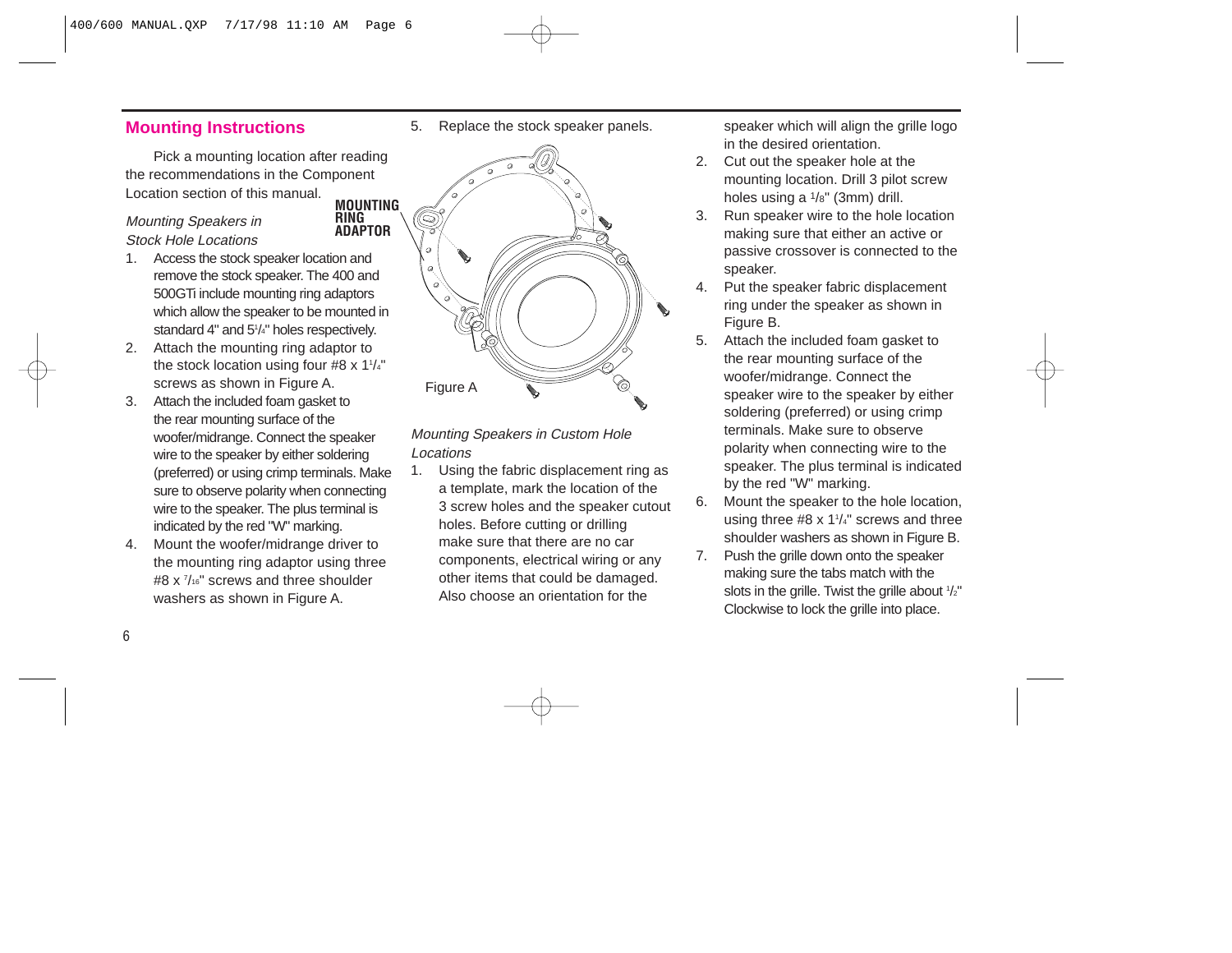## Mounting Instructions

Pick a mounting location after reading the recommendations in the Component Location section of this manual.

*Mounting Speakers in Stock Hole Locations*

1. Access the stock speaker location and remove the stock speaker. The 400 and 500GTi include mounting ring adaptors which allow the speaker to be mounted in standard 4" and 5 1/4" holes respectively.
2. Attach the mounting ring adaptor to the stock location using four #8 x 1 1/4" screws as shown in Figure A.
3. Attach the included foam gasket to the rear mounting surface of the woofer/midrange. Connect the speaker wire to the speaker by either soldering (preferred) or using crimp terminals. Make sure to observe polarity when connecting wire to the speaker. The plus terminal is indicated by the red "W" marking.
4. Mount the woofer/midrange driver to the mounting ring adaptor using three #8 x 7/16" screws and three shoulder washers as shown in Figure A.
5. Replace the stock speaker panels.

MOUNTING RING ADAPTOR

Figure A

*Mounting Speakers in Custom Hole Locations*

1. Using the fabric displacement ring as a template, mark the location of the 3 screw holes and the speaker cutout holes. Before cutting or drilling make sure that there are no car components, electrical wiring or any other items that could be damaged. Also choose an orientation for the speaker which will align the grille logo in the desired orientation.
2. Cut out the speaker hole at the mounting location. Drill 3 pilot screw holes using a 1/8" (3mm) drill.
3. Run speaker wire to the hole location making sure that either an active or passive crossover is connected to the speaker.
4. Put the speaker fabric displacement ring under the speaker as shown in Figure B.
5. Attach the included foam gasket to the rear mounting surface of the woofer/midrange. Connect the speaker wire to the speaker by either soldering (preferred) or using crimp terminals. Make sure to observe polarity when connecting wire to the speaker. The plus terminal is indicated by the red "W" marking.
6. Mount the speaker to the hole location, using three #8 x 1 1/4" screws and three shoulder washers as shown in Figure B.
7. Push the grille down onto the speaker making sure the tabs match with the slots in the grille. Twist the grille about 1/2" Clockwise to lock the grille into place.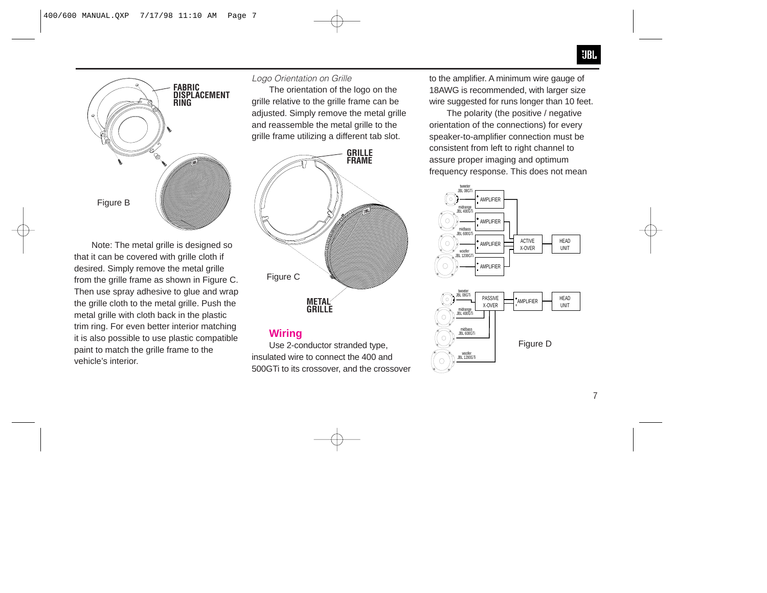FABRIC DISPLACEMENT RING

Figure B

Note: The metal grille is designed so that it can be covered with grille cloth if desired. Simply remove the metal grille from the grille frame as shown in Figure C. Then use spray adhesive to glue and wrap the grille cloth to the metal grille. Push the metal grille with cloth back in the plastic trim ring. For even better interior matching it is also possible to use plastic compatible paint to match the grille frame to the vehicle's interior.

*Logo Orientation on Grille*

The orientation of the logo on the grille relative to the grille frame can be adjusted. Simply remove the metal grille and reassemble the metal grille to the grille frame utilizing a different tab slot.

GRILLE FRAME

Figure C

METAL GRILLE

## Wiring

Use 2-conductor stranded type, insulated wire to connect the 400 and 500GTi to its crossover, and the crossover to the amplifier. A minimum wire gauge of 18AWG is recommended, with larger size wire suggested for runs longer than 10 feet.

The polarity (the positive / negative orientation of the connections) for every speaker-to-amplifier connection must be consistent from left to right channel to assure proper imaging and optimum frequency response. This does not mean

tweeter JBL 08GTi | AMPLIFIER
midrange JBL 400GTi | AMPLIFIER
midbass JBL 600GTi | AMPLIFIER | ACTIVE X-OVER | HEAD UNIT
woofer JBL 1200GTi | AMPLIFIER

tweeter JBL 08GTi | PASSIVE X-OVER | AMPLIFIER | HEAD UNIT
midrange JBL 400GTi
midbass JBL 600GTi
woofer JBL 1200GTi

Figure D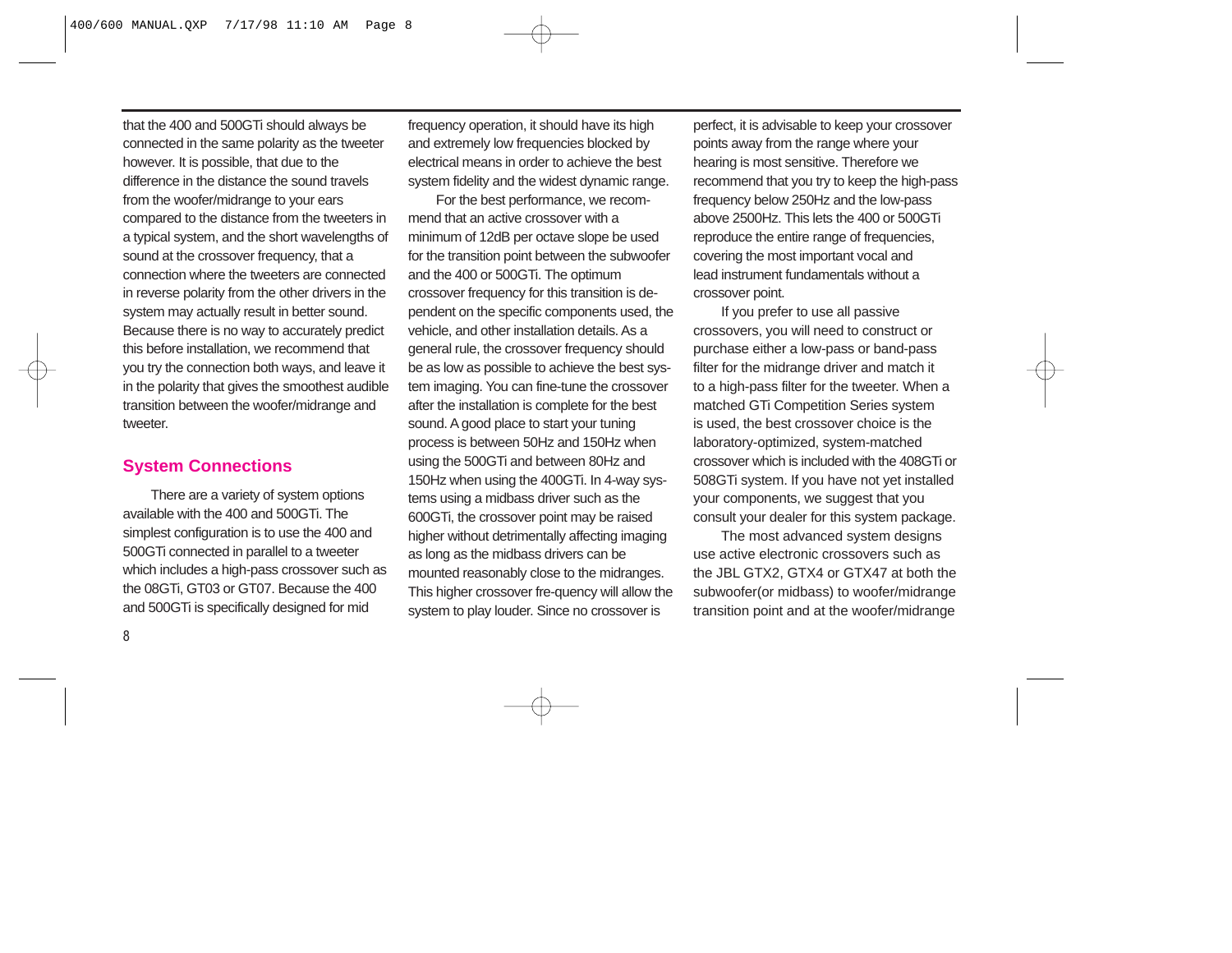that the 400 and 500GTi should always be connected in the same polarity as the tweeter however. It is possible, that due to the difference in the distance the sound travels from the woofer/midrange to your ears compared to the distance from the tweeters in a typical system, and the short wavelengths of sound at the crossover frequency, that a connection where the tweeters are connected in reverse polarity from the other drivers in the system may actually result in better sound. Because there is no way to accurately predict this before installation, we recommend that you try the connection both ways, and leave it in the polarity that gives the smoothest audible transition between the woofer/midrange and tweeter.

## System Connections

There are a variety of system options available with the 400 and 500GTi. The simplest configuration is to use the 400 and 500GTi connected in parallel to a tweeter which includes a high-pass crossover such as the 08GTi, GT03 or GT07. Because the 400 and 500GTi is specifically designed for mid frequency operation, it should have its high and extremely low frequencies blocked by electrical means in order to achieve the best system fidelity and the widest dynamic range.

For the best performance, we recommend that an active crossover with a minimum of 12dB per octave slope be used for the transition point between the subwoofer and the 400 or 500GTi. The optimum crossover frequency for this transition is dependent on the specific components used, the vehicle, and other installation details. As a general rule, the crossover frequency should be as low as possible to achieve the best system imaging. You can fine-tune the crossover after the installation is complete for the best sound. A good place to start your tuning process is between 50Hz and 150Hz when using the 500GTi and between 80Hz and 150Hz when using the 400GTi. In 4-way systems using a midbass driver such as the 600GTi, the crossover point may be raised higher without detrimentally affecting imaging as long as the midbass drivers can be mounted reasonably close to the midranges. This higher crossover fre-quency will allow the system to play louder. Since no crossover is perfect, it is advisable to keep your crossover points away from the range where your hearing is most sensitive. Therefore we recommend that you try to keep the high-pass frequency below 250Hz and the low-pass above 2500Hz. This lets the 400 or 500GTi reproduce the entire range of frequencies, covering the most important vocal and lead instrument fundamentals without a crossover point.

If you prefer to use all passive crossovers, you will need to construct or purchase either a low-pass or band-pass filter for the midrange driver and match it to a high-pass filter for the tweeter. When a matched GTi Competition Series system is used, the best crossover choice is the laboratory-optimized, system-matched crossover which is included with the 408GTi or 508GTi system. If you have not yet installed your components, we suggest that you consult your dealer for this system package.

The most advanced system designs use active electronic crossovers such as the JBL GTX2, GTX4 or GTX47 at both the subwoofer(or midbass) to woofer/midrange transition point and at the woofer/midrange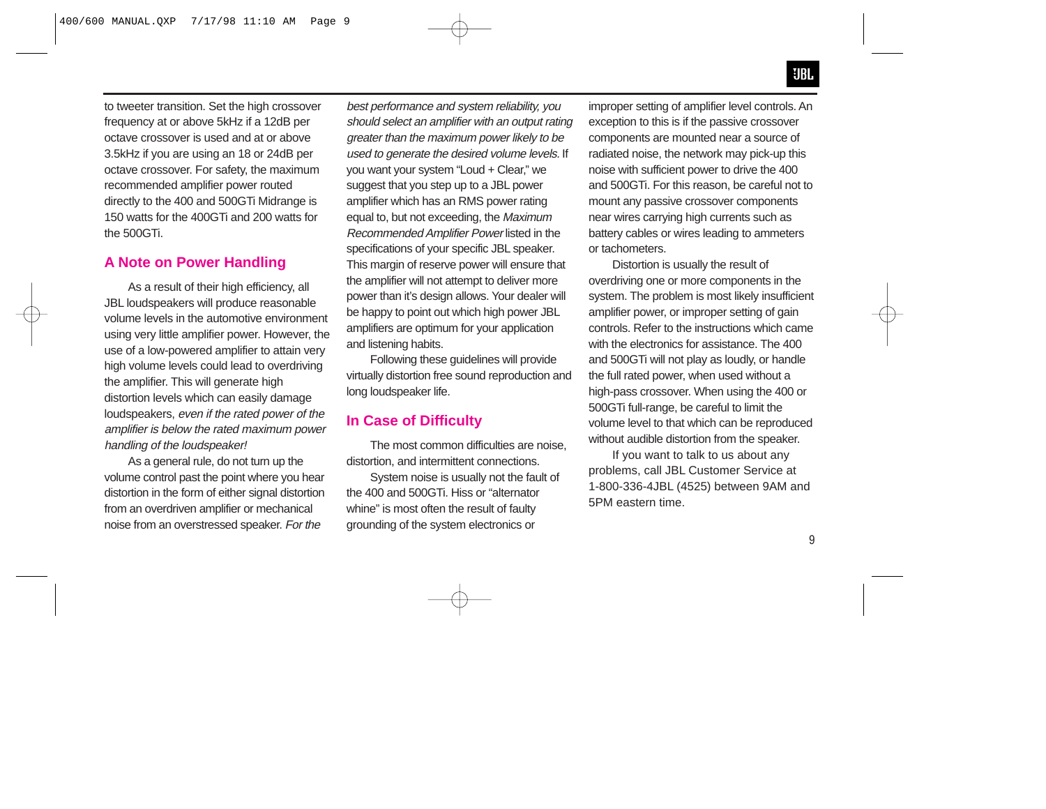to tweeter transition. Set the high crossover frequency at or above 5kHz if a 12dB per octave crossover is used and at or above 3.5kHz if you are using an 18 or 24dB per octave crossover. For safety, the maximum recommended amplifier power routed directly to the 400 and 500GTi Midrange is 150 watts for the 400GTi and 200 watts for the 500GTi.

## A Note on Power Handling

As a result of their high efficiency, all JBL loudspeakers will produce reasonable volume levels in the automotive environment using very little amplifier power. However, the use of a low-powered amplifier to attain very high volume levels could lead to overdriving the amplifier. This will generate high distortion levels which can easily damage loudspeakers, *even if the rated power of the amplifier is below the rated maximum power handling of the loudspeaker!*

As a general rule, do not turn up the volume control past the point where you hear distortion in the form of either signal distortion from an overdriven amplifier or mechanical noise from an overstressed speaker. *For the best performance and system reliability, you should select an amplifier with an output rating greater than the maximum power likely to be used to generate the desired volume levels.* If you want your system "Loud + Clear," we suggest that you step up to a JBL power amplifier which has an RMS power rating equal to, but not exceeding, the *Maximum Recommended Amplifier Power* listed in the specifications of your specific JBL speaker. This margin of reserve power will ensure that the amplifier will not attempt to deliver more power than it's design allows. Your dealer will be happy to point out which high power JBL amplifiers are optimum for your application and listening habits.

Following these guidelines will provide virtually distortion free sound reproduction and long loudspeaker life.

## In Case of Difficulty

The most common difficulties are noise, distortion, and intermittent connections.

System noise is usually not the fault of the 400 and 500GTi. Hiss or "alternator whine" is most often the result of faulty grounding of the system electronics or improper setting of amplifier level controls. An exception to this is if the passive crossover components are mounted near a source of radiated noise, the network may pick-up this noise with sufficient power to drive the 400 and 500GTi. For this reason, be careful not to mount any passive crossover components near wires carrying high currents such as battery cables or wires leading to ammeters or tachometers.

Distortion is usually the result of overdriving one or more components in the system. The problem is most likely insufficient amplifier power, or improper setting of gain controls. Refer to the instructions which came with the electronics for assistance. The 400 and 500GTi will not play as loudly, or handle the full rated power, when used without a high-pass crossover. When using the 400 or 500GTi full-range, be careful to limit the volume level to that which can be reproduced without audible distortion from the speaker.

If you want to talk to us about any problems, call JBL Customer Service at 1-800-336-4JBL (4525) between 9AM and 5PM eastern time.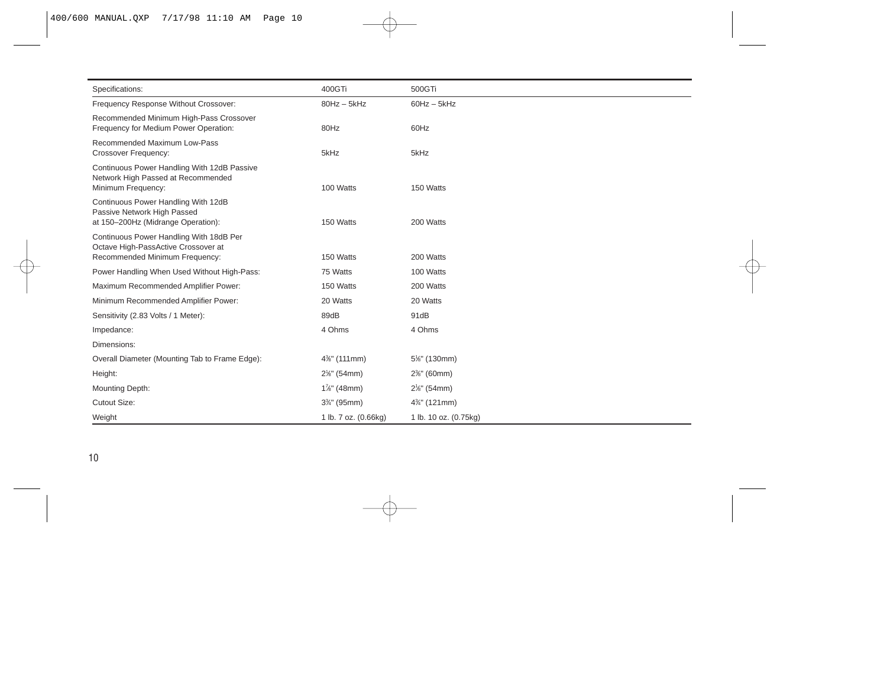| Specifications: | 400GTi | 500GTi |
| --- | --- | --- |
| Frequency Response Without Crossover: | 80Hz – 5kHz | 60Hz – 5kHz |
| Recommended Minimum High-Pass Crossover Frequency for Medium Power Operation: | 80Hz | 60Hz |
| Recommended Maximum Low-Pass Crossover Frequency: | 5kHz | 5kHz |
| Continuous Power Handling With 12dB Passive Network High Passed at Recommended Minimum Frequency: | 100 Watts | 150 Watts |
| Continuous Power Handling With 12dB Passive Network High Passed at 150–200Hz (Midrange Operation): | 150 Watts | 200 Watts |
| Continuous Power Handling With 18dB Per Octave High-PassActive Crossover at Recommended Minimum Frequency: | 150 Watts | 200 Watts |
| Power Handling When Used Without High-Pass: | 75 Watts | 100 Watts |
| Maximum Recommended Amplifier Power: | 150 Watts | 200 Watts |
| Minimum Recommended Amplifier Power: | 20 Watts | 20 Watts |
| Sensitivity (2.83 Volts / 1 Meter): | 89dB | 91dB |
| Impedance: | 4 Ohms | 4 Ohms |
| Dimensions: | | |
| Overall Diameter (Mounting Tab to Frame Edge): | 4⅜" (111mm) | 5⅛" (130mm) |
| Height: | 2⅛" (54mm) | 2⅜" (60mm) |
| Mounting Depth: | 1⅞" (48mm) | 2⅛" (54mm) |
| Cutout Size: | 3¾" (95mm) | 4¾" (121mm) |
| Weight | 1 lb. 7 oz. (0.66kg) | 1 lb. 10 oz. (0.75kg) |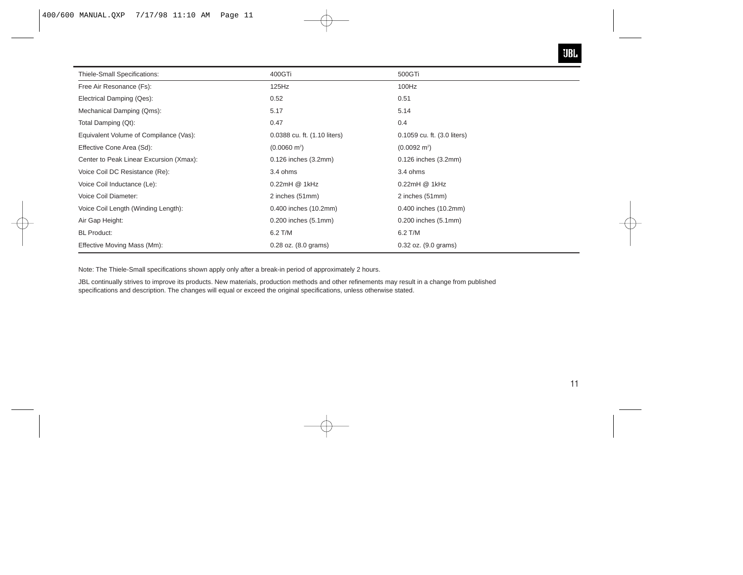| Thiele-Small Specifications: | 400GTi | 500GTi |
|---|---|---|
| Free Air Resonance (Fs): | 125Hz | 100Hz |
| Electrical Damping (Qes): | 0.52 | 0.51 |
| Mechanical Damping (Qms): | 5.17 | 5.14 |
| Total Damping (Qt): | 0.47 | 0.4 |
| Equivalent Volume of Compilance (Vas): | 0.0388 cu. ft. (1.10 liters) | 0.1059 cu. ft. (3.0 liters) |
| Effective Cone Area (Sd): | (0.0060 $m^2$) | (0.0092 $m^2$) |
| Center to Peak Linear Excursion (Xmax): | 0.126 inches (3.2mm) | 0.126 inches (3.2mm) |
| Voice Coil DC Resistance (Re): | 3.4 ohms | 3.4 ohms |
| Voice Coil Inductance (Le): | 0.22mH @ 1kHz | 0.22mH @ 1kHz |
| Voice Coil Diameter: | 2 inches (51mm) | 2 inches (51mm) |
| Voice Coil Length (Winding Length): | 0.400 inches (10.2mm) | 0.400 inches (10.2mm) |
| Air Gap Height: | 0.200 inches (5.1mm) | 0.200 inches (5.1mm) |
| BL Product: | 6.2 T/M | 6.2 T/M |
| Effective Moving Mass (Mm): | 0.28 oz. (8.0 grams) | 0.32 oz. (9.0 grams) |

Note: The Thiele-Small specifications shown apply only after a break-in period of approximately 2 hours.

JBL continually strives to improve its products. New materials, production methods and other refinements may result in a change from published specifications and description. The changes will equal or exceed the original specifications, unless otherwise stated.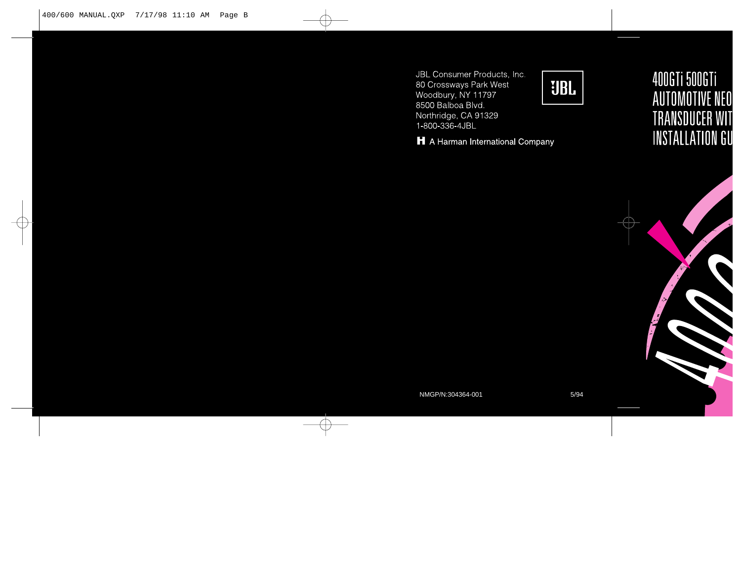JBL Consumer Products, Inc.
80 Crossways Park West
Woodbury, NY 11797
8500 Balboa Blvd.
Northridge, CA 91329
1-800-336-4JBL

JBL

A Harman International Company

NMGP/N:304364-001

5/94

# 400GTi 500GTi AUTOMOTIVE NEO TRANSDUCER WIT INSTALLATION GU